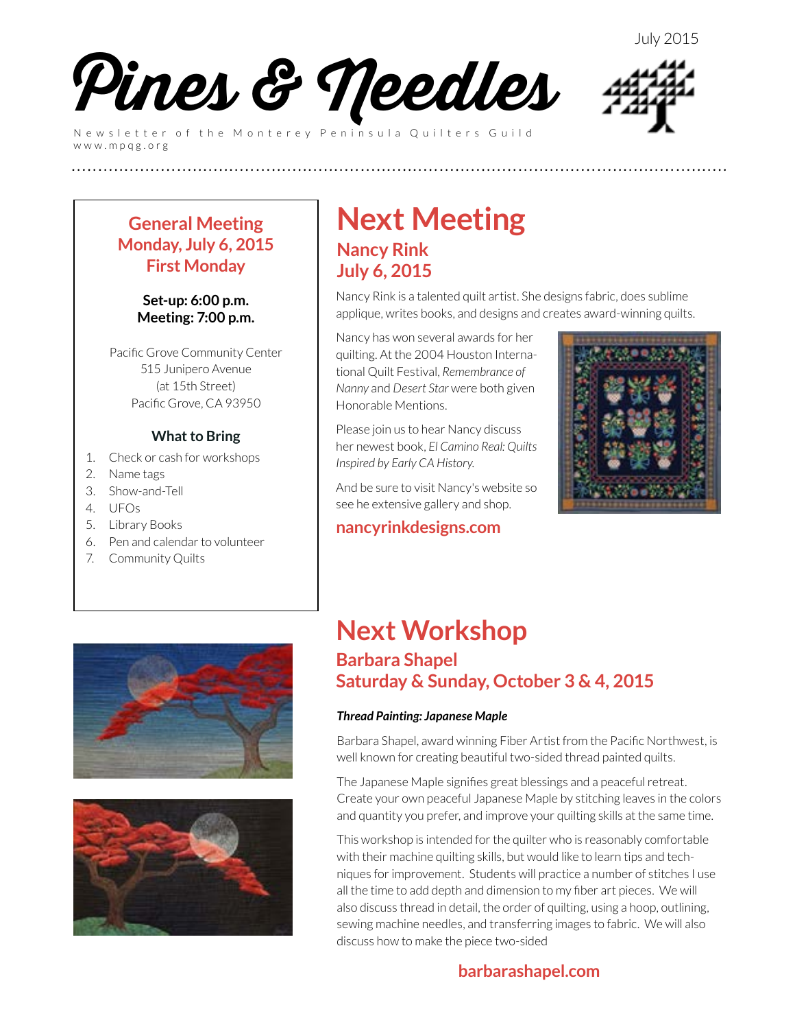July 2015

# Pines & Needles

Newsletter of the Monterey Peninsula Quilters Guild
www.mpqg.org

**General Meeting**
**Monday, July 6, 2015**
**First Monday**

**Set-up: 6:00 p.m.**
**Meeting: 7:00 p.m.**

Pacific Grove Community Center
515 Junipero Avenue
(at 15th Street)
Pacific Grove, CA 93950

**What to Bring**

1. Check or cash for workshops
2. Name tags
3. Show-and-Tell
4. UFOs
5. Library Books
6. Pen and calendar to volunteer
7. Community Quilts

# Next Meeting

## Nancy Rink
## July 6, 2015

Nancy Rink is a talented quilt artist. She designs fabric, does sublime applique, writes books, and designs and creates award-winning quilts.

Nancy has won several awards for her quilting. At the 2004 Houston International Quilt Festival, *Remembrance of Nanny* and *Desert Star* were both given Honorable Mentions.

Please join us to hear Nancy discuss her newest book, *El Camino Real: Quilts Inspired by Early CA History.*

And be sure to visit Nancy's website so see he extensive gallery and shop.

**nancyrinkdesigns.com**

# Next Workshop

## Barbara Shapel
## Saturday & Sunday, October 3 & 4, 2015

***Thread Painting: Japanese Maple***

Barbara Shapel, award winning Fiber Artist from the Pacific Northwest, is well known for creating beautiful two-sided thread painted quilts.

The Japanese Maple signifies great blessings and a peaceful retreat. Create your own peaceful Japanese Maple by stitching leaves in the colors and quantity you prefer, and improve your quilting skills at the same time.

This workshop is intended for the quilter who is reasonably comfortable with their machine quilting skills, but would like to learn tips and techniques for improvement. Students will practice a number of stitches I use all the time to add depth and dimension to my fiber art pieces. We will also discuss thread in detail, the order of quilting, using a hoop, outlining, sewing machine needles, and transferring images to fabric. We will also discuss how to make the piece two-sided

**barbarashapel.com**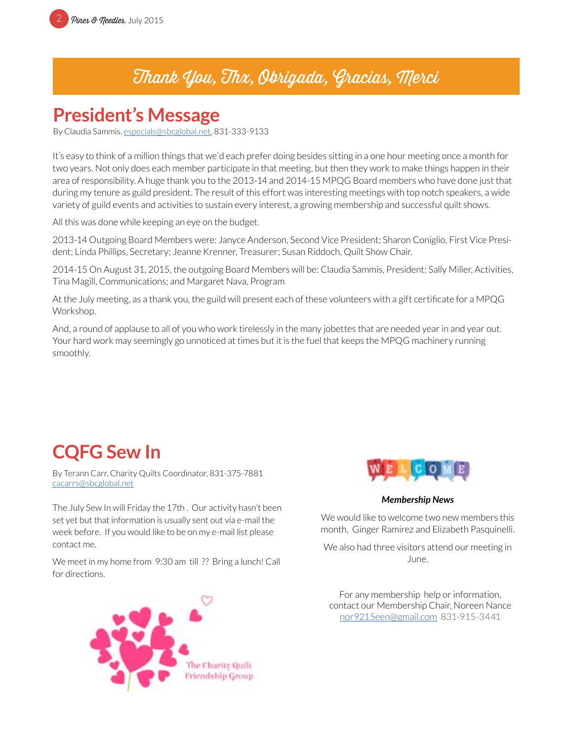# Thank You, Thx, Obrigada, Gracias, Merci

## President's Message

By Claudia Sammis, especials@sbcglobal.net, 831-333-9133

It's easy to think of a million things that we'd each prefer doing besides sitting in a one hour meeting once a month for two years. Not only does each member participate in that meeting, but then they work to make things happen in their area of responsibility. A huge thank you to the 2013-14 and 2014-15 MPQG Board members who have done just that during my tenure as guild president. The result of this effort was interesting meetings with top notch speakers, a wide variety of guild events and activities to sustain every interest, a growing membership and successful quilt shows.

All this was done while keeping an eye on the budget.

2013-14 Outgoing Board Members were: Janyce Anderson, Second Vice President; Sharon Coniglio, First Vice President; Linda Phillips, Secretary; Jeanne Krenner, Treasurer; Susan Riddoch, Quilt Show Chair.

2014-15 On August 31, 2015, the outgoing Board Members will be: Claudia Sammis, President; Sally Miller, Activities, Tina Magill, Communications; and Margaret Nava, Program

At the July meeting, as a thank you, the guild will present each of these volunteers with a gift certificate for a MPQG Workshop.

And, a round of applause to all of you who work tirelessly in the many jobettes that are needed year in and year out. Your hard work may seemingly go unnoticed at times but it is the fuel that keeps the MPQG machinery running smoothly.

## CQFG Sew In

By Terann Carr, Charity Quilts Coordinator, 831-375-7881
cacarrs@sbcglobal.net

The July Sew In will Friday the 17th . Our activity hasn't been set yet but that information is usually sent out via e-mail the week before. If you would like to be on my e-mail list please contact me.

We meet in my home from 9:30 am till ?? Bring a lunch! Call for directions.

The Charity Quilt Friendship Group

WELCOME

***Membership News***

We would like to welcome two new members this month, Ginger Ramirez and Elizabeth Pasquinelli.

We also had three visitors attend our meeting in June.

For any membership help or information, contact our Membership Chair, Noreen Nance nor9215een@gmail.com 831-915-3441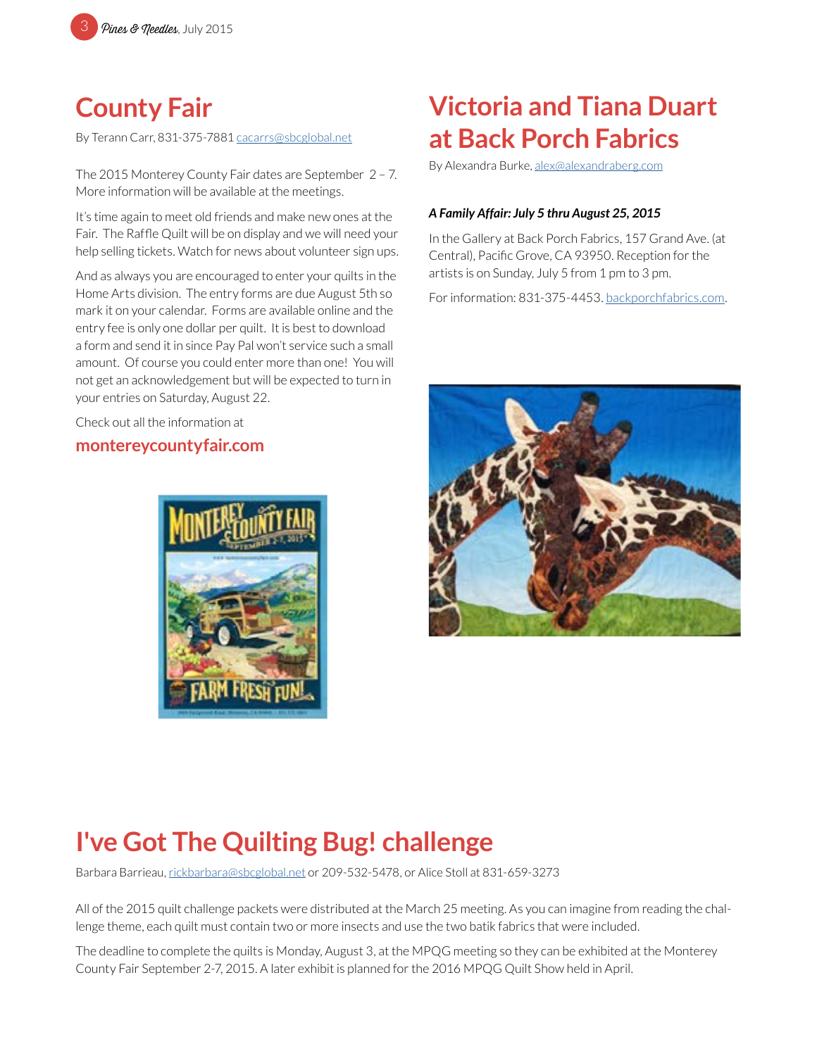# County Fair

By Terann Carr, 831-375-7881 cacarrs@sbcglobal.net

The 2015 Monterey County Fair dates are September 2 – 7. More information will be available at the meetings.

It's time again to meet old friends and make new ones at the Fair. The Raffle Quilt will be on display and we will need your help selling tickets. Watch for news about volunteer sign ups.

And as always you are encouraged to enter your quilts in the Home Arts division. The entry forms are due August 5th so mark it on your calendar. Forms are available online and the entry fee is only one dollar per quilt. It is best to download a form and send it in since Pay Pal won't service such a small amount. Of course you could enter more than one! You will not get an acknowledgement but will be expected to turn in your entries on Saturday, August 22.

Check out all the information at

**montereycountyfair.com**

# Victoria and Tiana Duart at Back Porch Fabrics

By Alexandra Burke, alex@alexandraberg.com

***A Family Affair: July 5 thru August 25, 2015***

In the Gallery at Back Porch Fabrics, 157 Grand Ave. (at Central), Pacific Grove, CA 93950. Reception for the artists is on Sunday, July 5 from 1 pm to 3 pm.

For information: 831-375-4453. backporchfabrics.com.

# I've Got The Quilting Bug! challenge

Barbara Barrieau, rickbarbara@sbcglobal.net or 209-532-5478, or Alice Stoll at 831-659-3273

All of the 2015 quilt challenge packets were distributed at the March 25 meeting. As you can imagine from reading the challenge theme, each quilt must contain two or more insects and use the two batik fabrics that were included.

The deadline to complete the quilts is Monday, August 3, at the MPQG meeting so they can be exhibited at the Monterey County Fair September 2-7, 2015. A later exhibit is planned for the 2016 MPQG Quilt Show held in April.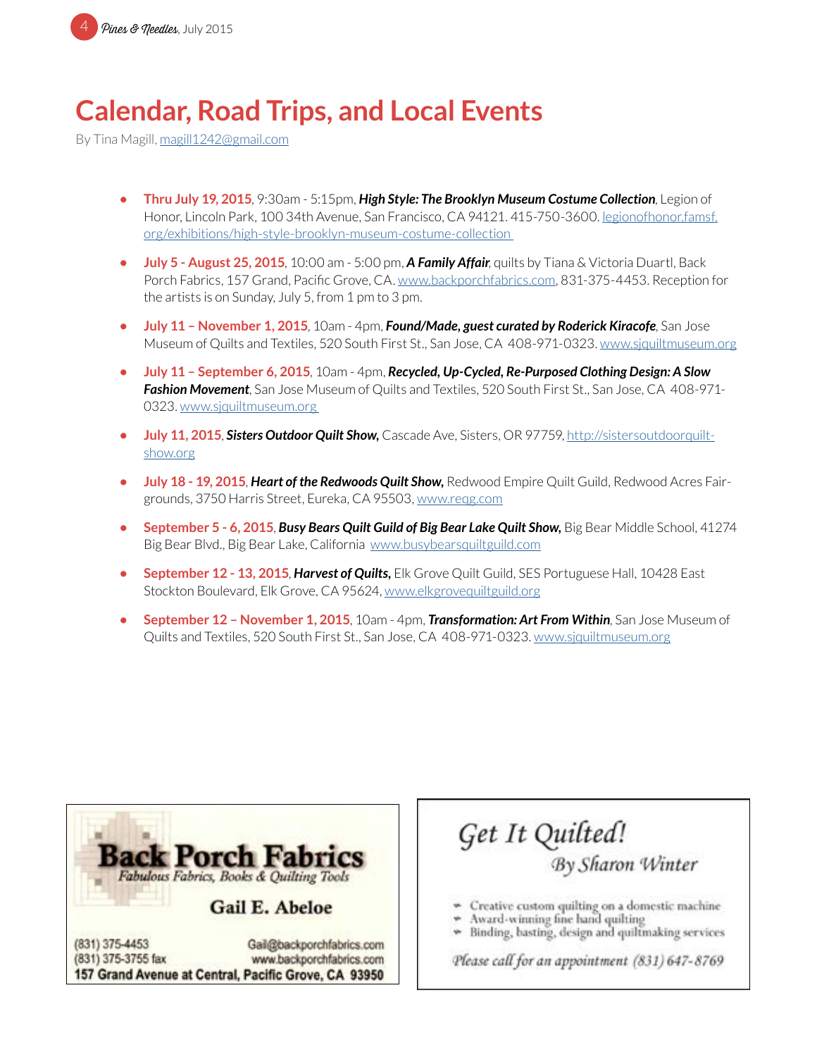# Calendar, Road Trips, and Local Events

By Tina Magill, magill1242@gmail.com

- **Thru July 19, 2015**, 9:30am - 5:15pm, ***High Style: The Brooklyn Museum Costume Collection***, Legion of Honor, Lincoln Park, 100 34th Avenue, San Francisco, CA 94121. 415-750-3600. legionofhonor.famsf.org/exhibitions/high-style-brooklyn-museum-costume-collection
- **July 5 - August 25, 2015**, 10:00 am - 5:00 pm, ***A Family Affair***, quilts by Tiana & Victoria Duartl, Back Porch Fabrics, 157 Grand, Pacific Grove, CA. www.backporchfabrics.com, 831-375-4453. Reception for the artists is on Sunday, July 5, from 1 pm to 3 pm.
- **July 11 – November 1, 2015**, 10am - 4pm, ***Found/Made, guest curated by Roderick Kiracofe***, San Jose Museum of Quilts and Textiles, 520 South First St., San Jose, CA 408-971-0323. www.sjquiltmuseum.org
- **July 11 – September 6, 2015**, 10am - 4pm, ***Recycled, Up-Cycled, Re-Purposed Clothing Design: A Slow Fashion Movement***, San Jose Museum of Quilts and Textiles, 520 South First St., San Jose, CA 408-971-0323. www.sjquiltmuseum.org
- **July 11, 2015**, ***Sisters Outdoor Quilt Show,*** Cascade Ave, Sisters, OR 97759, http://sistersoutdoorquiltshow.org
- **July 18 - 19, 2015**, ***Heart of the Redwoods Quilt Show,*** Redwood Empire Quilt Guild, Redwood Acres Fairgrounds, 3750 Harris Street, Eureka, CA 95503, www.reqg.com
- **September 5 - 6, 2015**, ***Busy Bears Quilt Guild of Big Bear Lake Quilt Show,*** Big Bear Middle School, 41274 Big Bear Blvd., Big Bear Lake, California www.busybearsquiltguild.com
- **September 12 - 13, 2015**, ***Harvest of Quilts,*** Elk Grove Quilt Guild, SES Portuguese Hall, 10428 East Stockton Boulevard, Elk Grove, CA 95624, www.elkgrovequiltguild.org
- **September 12 – November 1, 2015**, 10am - 4pm, ***Transformation: Art From Within***, San Jose Museum of Quilts and Textiles, 520 South First St., San Jose, CA 408-971-0323. www.sjquiltmuseum.org

**Back Porch Fabrics**
*Fabulous Fabrics, Books & Quilting Tools*
**Gail E. Abeloe**
(831) 375-4453 Gail@backporchfabrics.com
(831) 375-3755 fax www.backporchfabrics.com
**157 Grand Avenue at Central, Pacific Grove, CA 93950**

*Get It Quilted!*
*By Sharon Winter*

- Creative custom quilting on a domestic machine
- Award-winning fine hand quilting
- Binding, basting, design and quiltmaking services

*Please call for an appointment (831) 647-8769*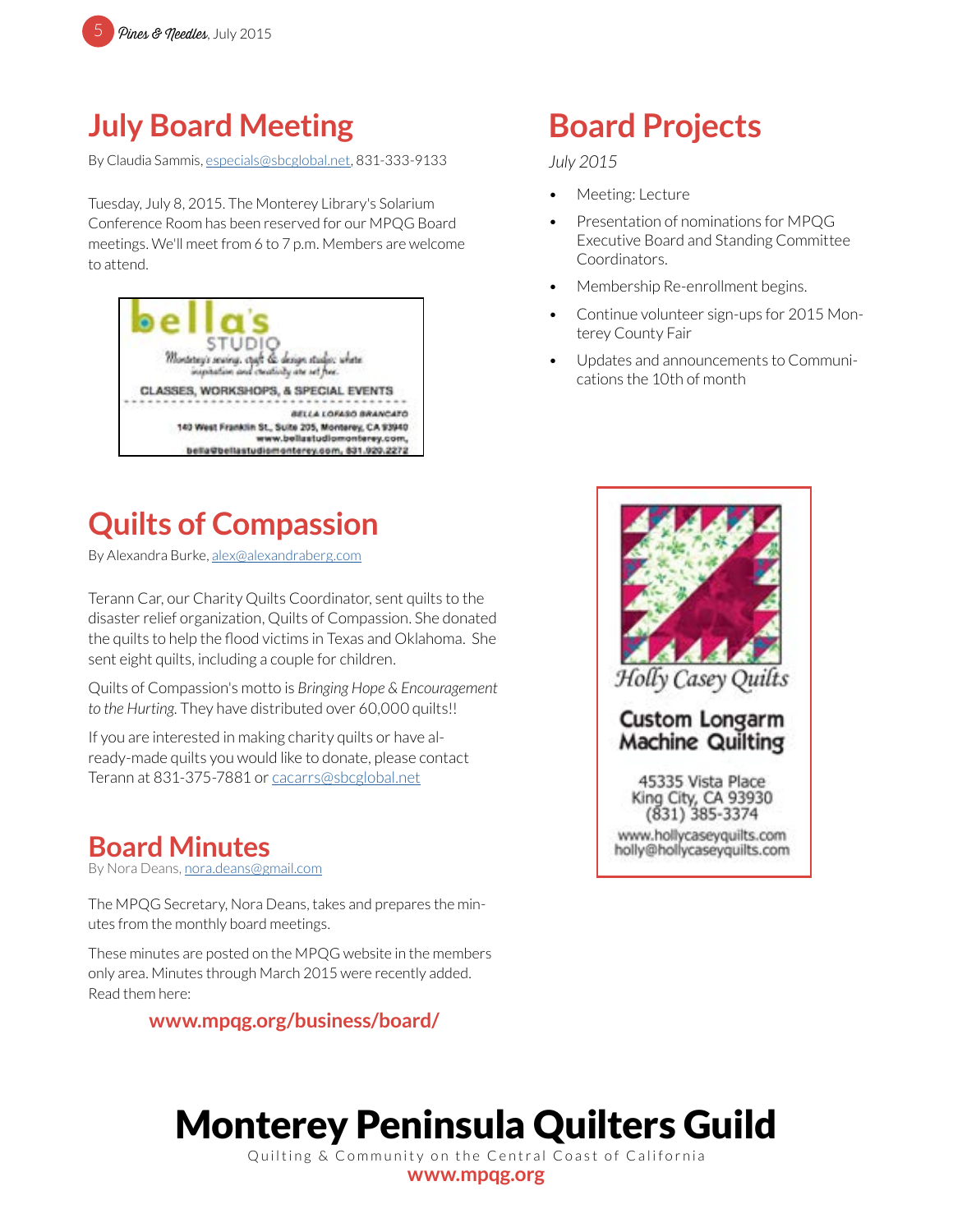## July Board Meeting

By Claudia Sammis, especials@sbcglobal.net, 831-333-9133

Tuesday, July 8, 2015. The Monterey Library's Solarium Conference Room has been reserved for our MPQG Board meetings. We'll meet from 6 to 7 p.m. Members are welcome to attend.

bella's STUDIO
Monterey's sewing, craft & design studio: where inspiration and creativity are set free.
CLASSES, WORKSHOPS, & SPECIAL EVENTS
BELLA LOFASO BRANCATO
140 West Franklin St., Suite 205, Monterey, CA 93940
www.bellastudiomonterey.com,
bella@bellastudiomonterey.com, 831.920.2272

## Quilts of Compassion

By Alexandra Burke, alex@alexandraberg.com

Terann Car, our Charity Quilts Coordinator, sent quilts to the disaster relief organization, Quilts of Compassion. She donated the quilts to help the flood victims in Texas and Oklahoma. She sent eight quilts, including a couple for children.

Quilts of Compassion's motto is *Bringing Hope & Encouragement to the Hurting.* They have distributed over 60,000 quilts!!

If you are interested in making charity quilts or have already-made quilts you would like to donate, please contact Terann at 831-375-7881 or cacarrs@sbcglobal.net

## Board Minutes

By Nora Deans, nora.deans@gmail.com

The MPQG Secretary, Nora Deans, takes and prepares the minutes from the monthly board meetings.

These minutes are posted on the MPQG website in the members only area. Minutes through March 2015 were recently added. Read them here:

**www.mpqg.org/business/board/**

## Board Projects

*July 2015*

- Meeting: Lecture
- Presentation of nominations for MPQG Executive Board and Standing Committee Coordinators.
- Membership Re-enrollment begins.
- Continue volunteer sign-ups for 2015 Monterey County Fair
- Updates and announcements to Communications the 10th of month

Holly Casey Quilts

**Custom Longarm Machine Quilting**

45335 Vista Place
King City, CA 93930
(831) 385-3374
www.hollycaseyquilts.com
holly@hollycaseyquilts.com

# Monterey Peninsula Quilters Guild

Quilting & Community on the Central Coast of California

**www.mpqg.org**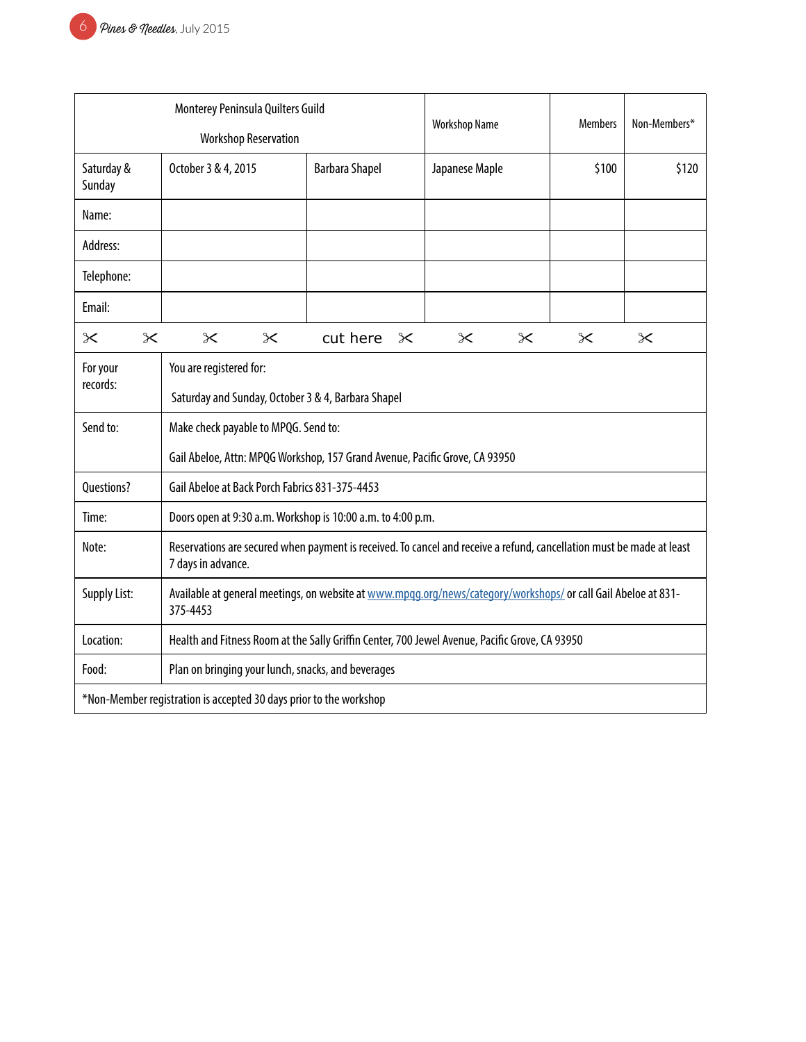| Monterey Peninsula Quilters Guild<br><br>Workshop Reservation | | | Workshop Name | Members | Non-Members* |
|---|---|---|---|---|---|
| Saturday & Sunday | October 3 & 4, 2015 | Barbara Shapel | Japanese Maple | $100 | $120 |
| Name: | | | | | |
| Address: | | | | | |
| Telephone: | | | | | |
| Email: | | | | | |

✂ ✂ ✂ ✂ cut here ✂ ✂ ✂ ✂ ✂

| | |
|---|---|
| For your records: | You are registered for:<br><br>Saturday and Sunday, October 3 & 4, Barbara Shapel |
| Send to: | Make check payable to MPQG. Send to:<br><br>Gail Abeloe, Attn: MPQG Workshop, 157 Grand Avenue, Pacific Grove, CA 93950 |
| Questions? | Gail Abeloe at Back Porch Fabrics 831-375-4453 |
| Time: | Doors open at 9:30 a.m. Workshop is 10:00 a.m. to 4:00 p.m. |
| Note: | Reservations are secured when payment is received. To cancel and receive a refund, cancellation must be made at least 7 days in advance. |
| Supply List: | Available at general meetings, on website at www.mpqg.org/news/category/workshops/ or call Gail Abeloe at 831-375-4453 |
| Location: | Health and Fitness Room at the Sally Griffin Center, 700 Jewel Avenue, Pacific Grove, CA 93950 |
| Food: | Plan on bringing your lunch, snacks, and beverages |

*Non-Member registration is accepted 30 days prior to the workshop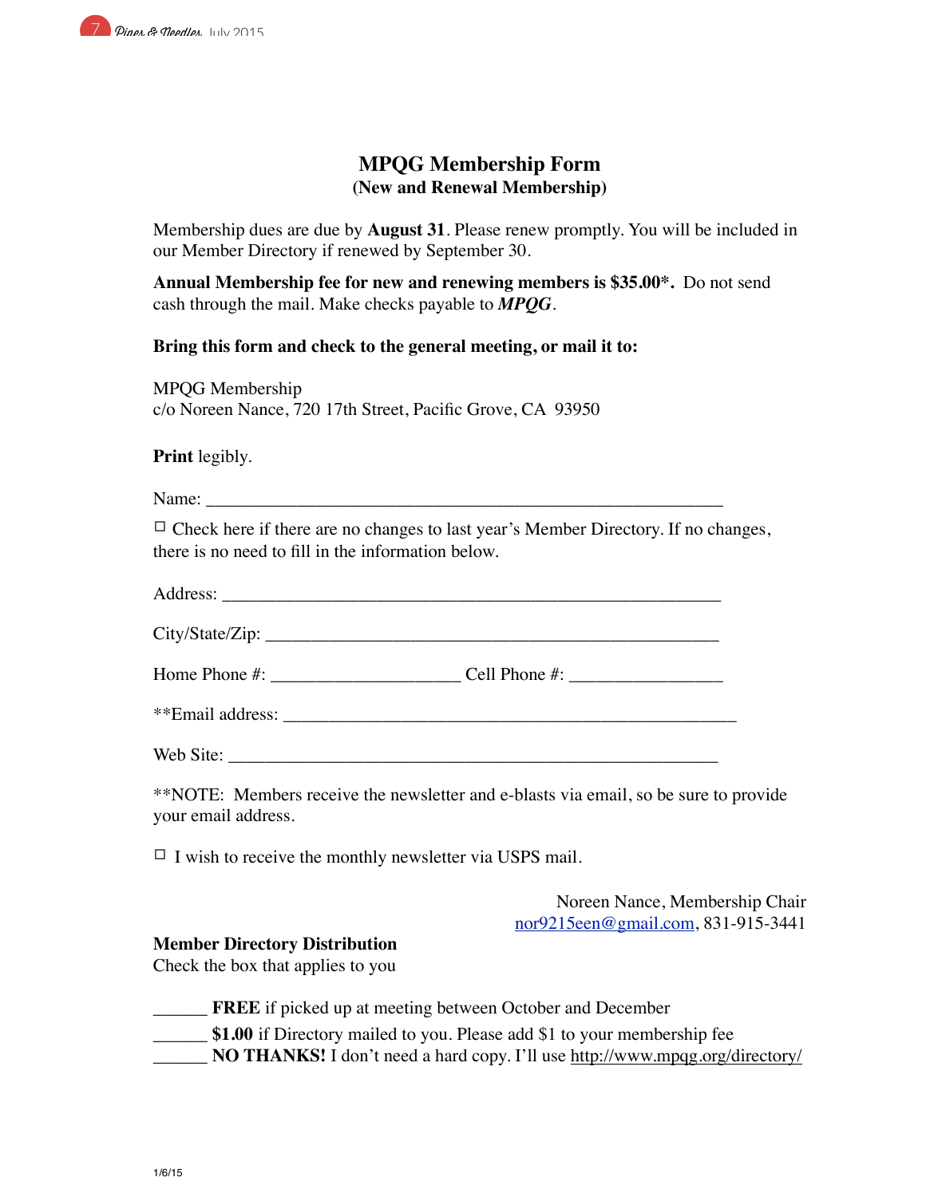# MPQG Membership Form

## (New and Renewal Membership)

Membership dues are due by **August 31**. Please renew promptly. You will be included in our Member Directory if renewed by September 30.

**Annual Membership fee for new and renewing members is $35.00*.** Do not send cash through the mail. Make checks payable to ***MPQG***.

**Bring this form and check to the general meeting, or mail it to:**

MPQG Membership
c/o Noreen Nance, 720 17th Street, Pacific Grove, CA 93950

**Print** legibly.

Name: ___________________________________________________________

☐ Check here if there are no changes to last year's Member Directory. If no changes, there is no need to fill in the information below.

Address: _________________________________________________________

City/State/Zip: ____________________________________________________

Home Phone #: _____________________ Cell Phone #: _________________

**Email address: ____________________________________________________

Web Site: _________________________________________________________

**NOTE: Members receive the newsletter and e-blasts via email, so be sure to provide your email address.

☐ I wish to receive the monthly newsletter via USPS mail.

Noreen Nance, Membership Chair
nor9215een@gmail.com, 831-915-3441

**Member Directory Distribution**
Check the box that applies to you

______ **FREE** if picked up at meeting between October and December
______ **$1.00** if Directory mailed to you. Please add $1 to your membership fee
______ **NO THANKS!** I don't need a hard copy. I'll use http://www.mpqg.org/directory/

1/6/15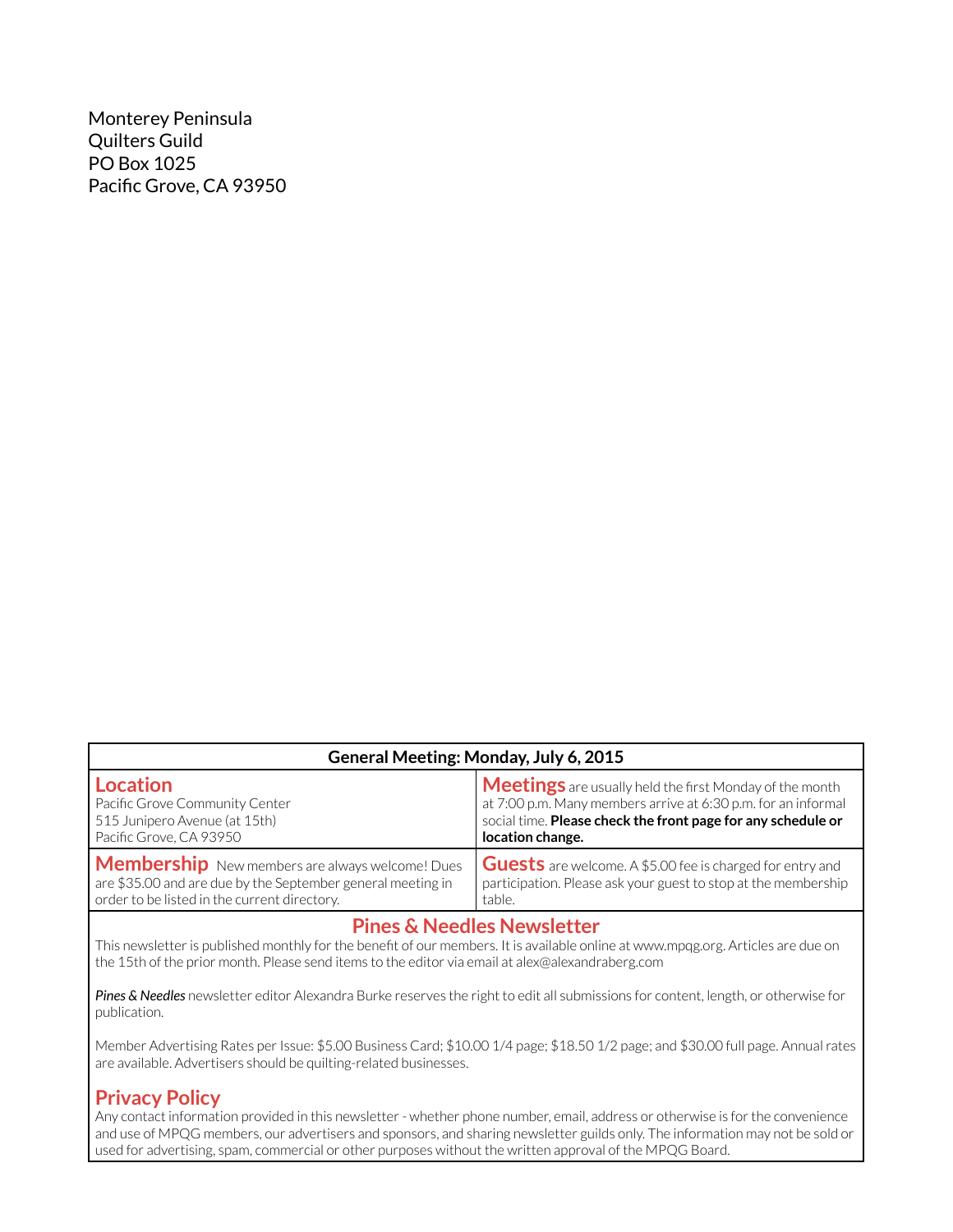Monterey Peninsula
Quilters Guild
PO Box 1025
Pacific Grove, CA 93950

**General Meeting: Monday, July 6, 2015**

## Location

Pacific Grove Community Center
515 Junipero Avenue (at 15th)
Pacific Grove, CA 93950

**Meetings** are usually held the first Monday of the month at 7:00 p.m. Many members arrive at 6:30 p.m. for an informal social time. **Please check the front page for any schedule or location change.**

**Membership** New members are always welcome! Dues are $35.00 and are due by the September general meeting in order to be listed in the current directory.

**Guests** are welcome. A $5.00 fee is charged for entry and participation. Please ask your guest to stop at the membership table.

## Pines & Needles Newsletter

This newsletter is published monthly for the benefit of our members. It is available online at www.mpqg.org. Articles are due on the 15th of the prior month. Please send items to the editor via email at alex@alexandraberg.com

***Pines & Needles*** newsletter editor Alexandra Burke reserves the right to edit all submissions for content, length, or otherwise for publication.

Member Advertising Rates per Issue: $5.00 Business Card; $10.00 1/4 page; $18.50 1/2 page; and $30.00 full page. Annual rates are available. Advertisers should be quilting-related businesses.

## Privacy Policy

Any contact information provided in this newsletter - whether phone number, email, address or otherwise is for the convenience and use of MPQG members, our advertisers and sponsors, and sharing newsletter guilds only. The information may not be sold or used for advertising, spam, commercial or other purposes without the written approval of the MPQG Board.